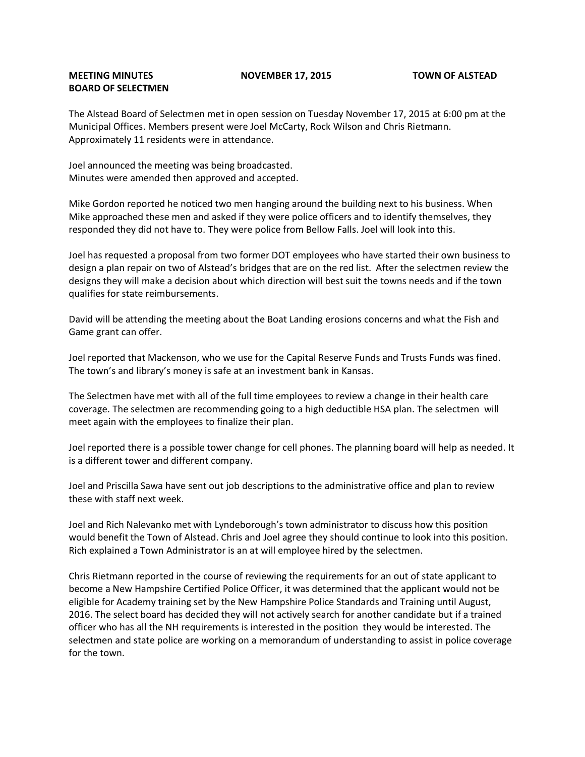**MEETING MINUTES** **NOVEMBER 17, 2015** **TOWN OF ALSTEAD**
**BOARD OF SELECTMEN**

The Alstead Board of Selectmen met in open session on Tuesday November 17, 2015 at 6:00 pm at the Municipal Offices. Members present were Joel McCarty, Rock Wilson and Chris Rietmann. Approximately 11 residents were in attendance.

Joel announced the meeting was being broadcasted.
Minutes were amended then approved and accepted.

Mike Gordon reported he noticed two men hanging around the building next to his business. When Mike approached these men and asked if they were police officers and to identify themselves, they responded they did not have to. They were police from Bellow Falls. Joel will look into this.

Joel has requested a proposal from two former DOT employees who have started their own business to design a plan repair on two of Alstead's bridges that are on the red list. After the selectmen review the designs they will make a decision about which direction will best suit the towns needs and if the town qualifies for state reimbursements.

David will be attending the meeting about the Boat Landing erosions concerns and what the Fish and Game grant can offer.

Joel reported that Mackenson, who we use for the Capital Reserve Funds and Trusts Funds was fined. The town's and library's money is safe at an investment bank in Kansas.

The Selectmen have met with all of the full time employees to review a change in their health care coverage. The selectmen are recommending going to a high deductible HSA plan. The selectmen will meet again with the employees to finalize their plan.

Joel reported there is a possible tower change for cell phones. The planning board will help as needed. It is a different tower and different company.

Joel and Priscilla Sawa have sent out job descriptions to the administrative office and plan to review these with staff next week.

Joel and Rich Nalevanko met with Lyndeborough's town administrator to discuss how this position would benefit the Town of Alstead. Chris and Joel agree they should continue to look into this position. Rich explained a Town Administrator is an at will employee hired by the selectmen.

Chris Rietmann reported in the course of reviewing the requirements for an out of state applicant to become a New Hampshire Certified Police Officer, it was determined that the applicant would not be eligible for Academy training set by the New Hampshire Police Standards and Training until August, 2016. The select board has decided they will not actively search for another candidate but if a trained officer who has all the NH requirements is interested in the position they would be interested. The selectmen and state police are working on a memorandum of understanding to assist in police coverage for the town.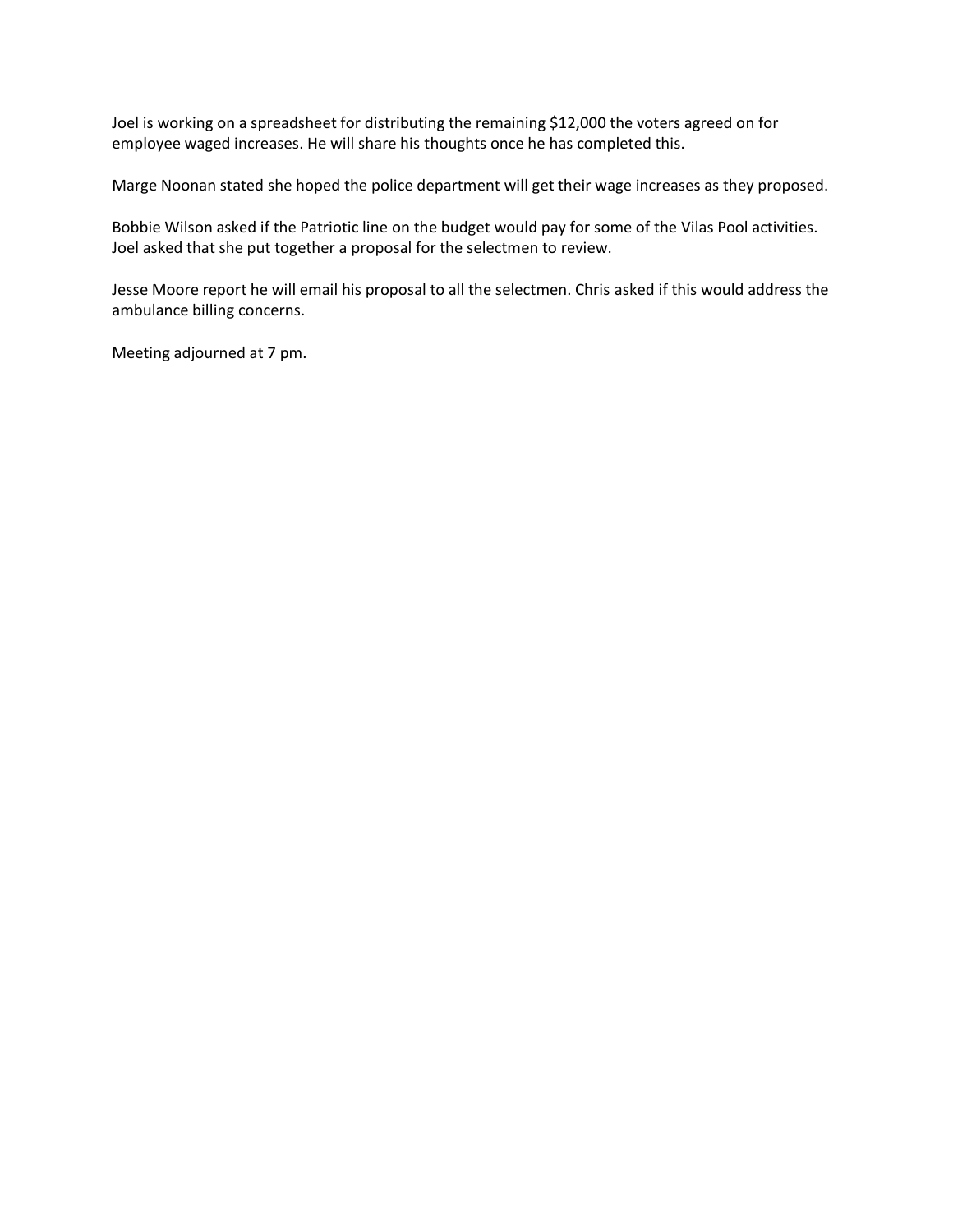Joel is working on a spreadsheet for distributing the remaining $12,000 the voters agreed on for employee waged increases. He will share his thoughts once he has completed this.

Marge Noonan stated she hoped the police department will get their wage increases as they proposed.

Bobbie Wilson asked if the Patriotic line on the budget would pay for some of the Vilas Pool activities. Joel asked that she put together a proposal for the selectmen to review.

Jesse Moore report he will email his proposal to all the selectmen. Chris asked if this would address the ambulance billing concerns.

Meeting adjourned at 7 pm.